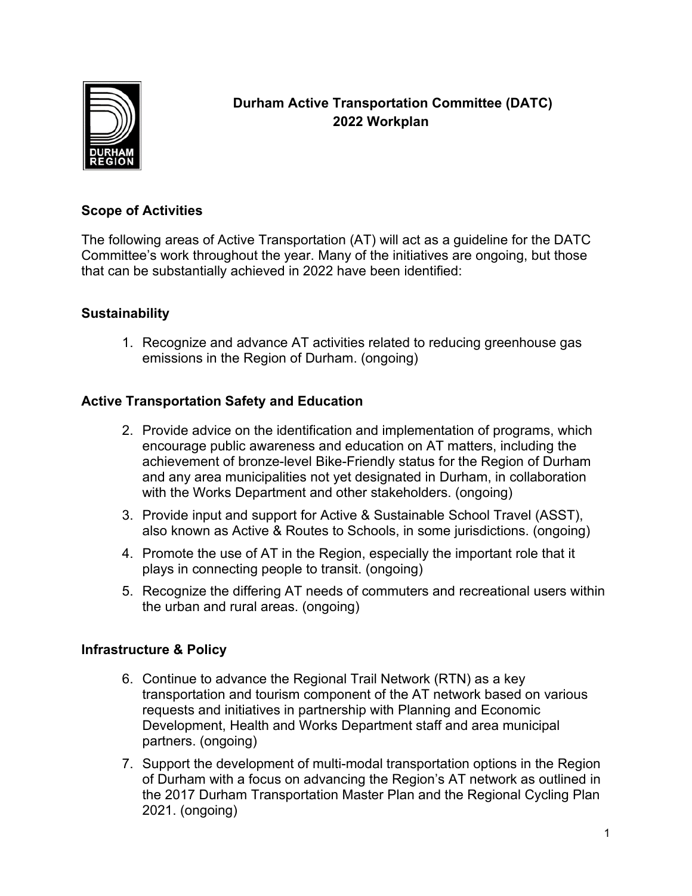# Durham Active Transportation Committee (DATC) 2022 Workplan

## Scope of Activities

The following areas of Active Transportation (AT) will act as a guideline for the DATC Committee's work throughout the year. Many of the initiatives are ongoing, but those that can be substantially achieved in 2022 have been identified:

## Sustainability

1. Recognize and advance AT activities related to reducing greenhouse gas emissions in the Region of Durham. (ongoing)

## Active Transportation Safety and Education

2. Provide advice on the identification and implementation of programs, which encourage public awareness and education on AT matters, including the achievement of bronze-level Bike-Friendly status for the Region of Durham and any area municipalities not yet designated in Durham, in collaboration with the Works Department and other stakeholders. (ongoing)
3. Provide input and support for Active & Sustainable School Travel (ASST), also known as Active & Routes to Schools, in some jurisdictions. (ongoing)
4. Promote the use of AT in the Region, especially the important role that it plays in connecting people to transit. (ongoing)
5. Recognize the differing AT needs of commuters and recreational users within the urban and rural areas. (ongoing)

## Infrastructure & Policy

6. Continue to advance the Regional Trail Network (RTN) as a key transportation and tourism component of the AT network based on various requests and initiatives in partnership with Planning and Economic Development, Health and Works Department staff and area municipal partners. (ongoing)
7. Support the development of multi-modal transportation options in the Region of Durham with a focus on advancing the Region's AT network as outlined in the 2017 Durham Transportation Master Plan and the Regional Cycling Plan 2021. (ongoing)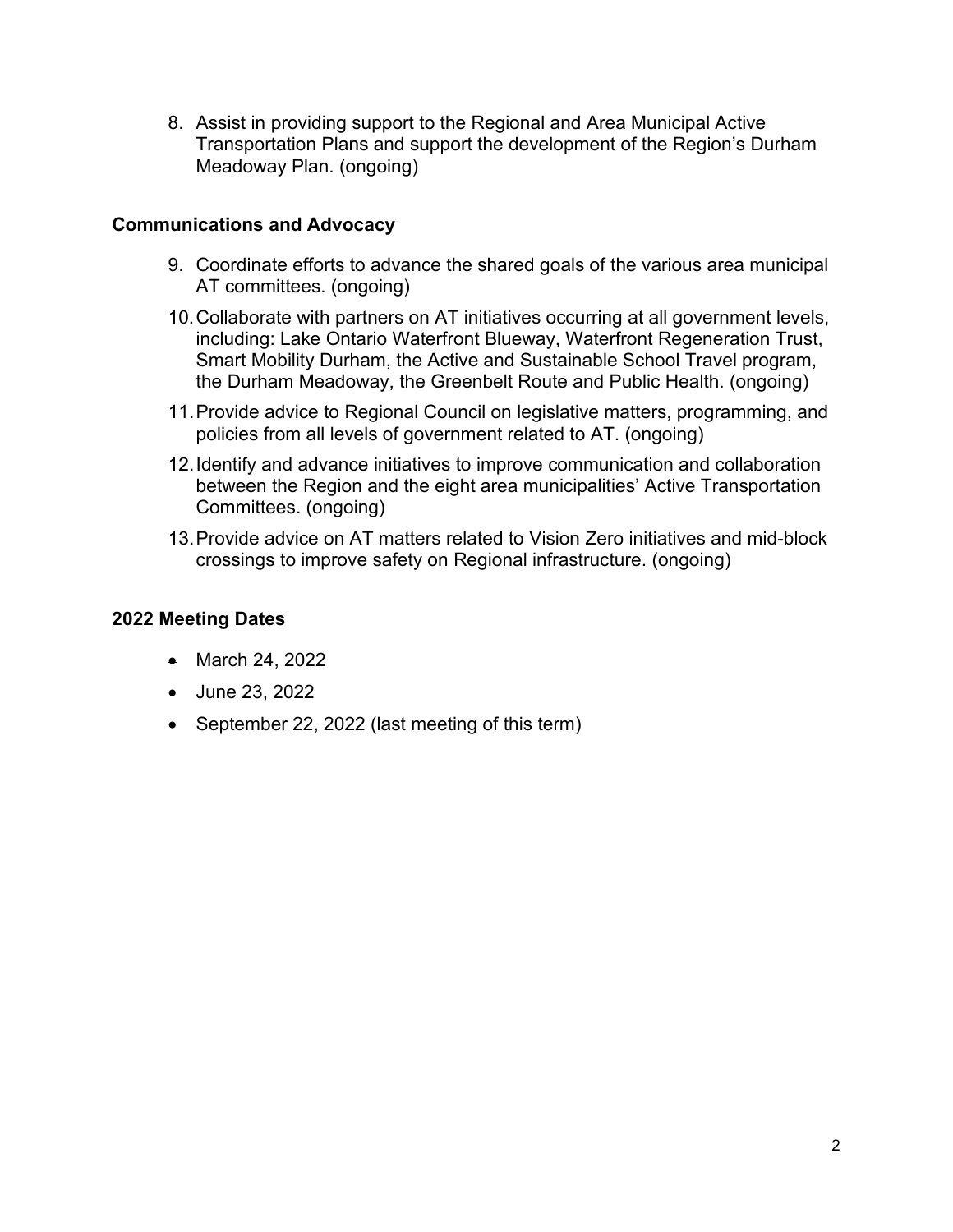8. Assist in providing support to the Regional and Area Municipal Active Transportation Plans and support the development of the Region's Durham Meadoway Plan. (ongoing)

**Communications and Advocacy**

9. Coordinate efforts to advance the shared goals of the various area municipal AT committees. (ongoing)
10. Collaborate with partners on AT initiatives occurring at all government levels, including: Lake Ontario Waterfront Blueway, Waterfront Regeneration Trust, Smart Mobility Durham, the Active and Sustainable School Travel program, the Durham Meadoway, the Greenbelt Route and Public Health. (ongoing)
11. Provide advice to Regional Council on legislative matters, programming, and policies from all levels of government related to AT. (ongoing)
12. Identify and advance initiatives to improve communication and collaboration between the Region and the eight area municipalities' Active Transportation Committees. (ongoing)
13. Provide advice on AT matters related to Vision Zero initiatives and mid-block crossings to improve safety on Regional infrastructure. (ongoing)

**2022 Meeting Dates**

- March 24, 2022
- June 23, 2022
- September 22, 2022 (last meeting of this term)